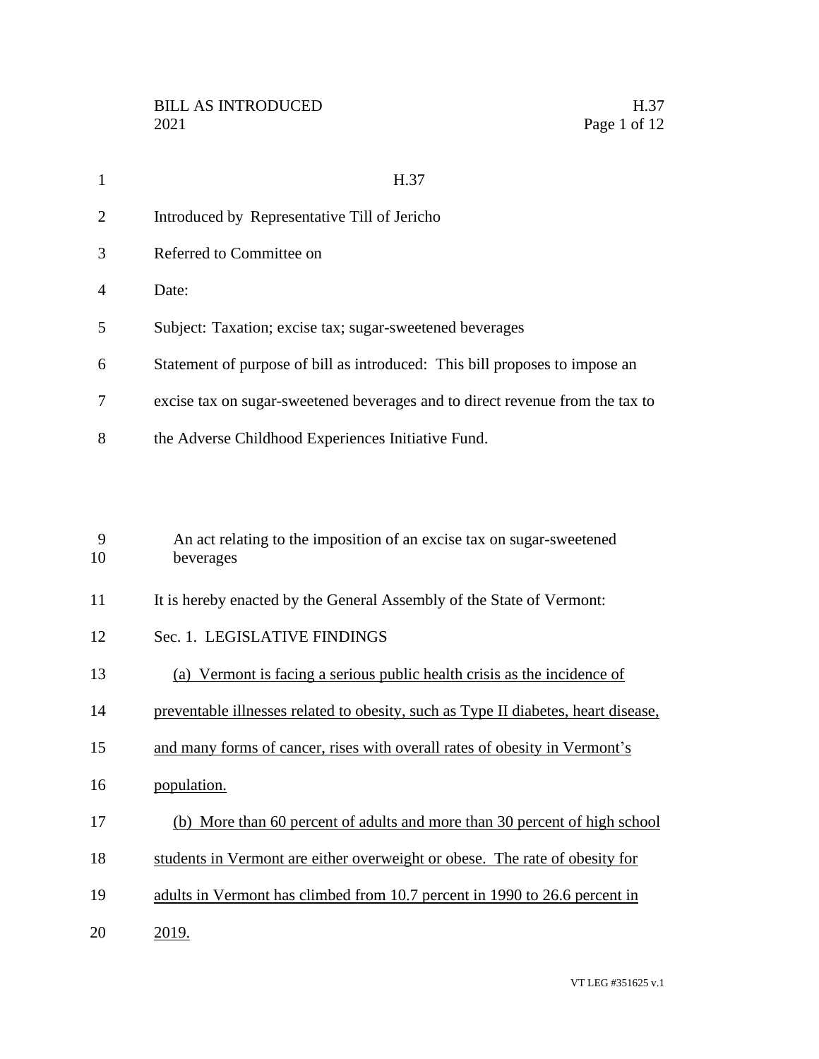# H.37

Introduced by Representative Till of Jericho

Referred to Committee on

Date:

Subject: Taxation; excise tax; sugar-sweetened beverages

Statement of purpose of bill as introduced: This bill proposes to impose an excise tax on sugar-sweetened beverages and to direct revenue from the tax to the Adverse Childhood Experiences Initiative Fund.

An act relating to the imposition of an excise tax on sugar-sweetened beverages

It is hereby enacted by the General Assembly of the State of Vermont:

## Sec. 1. LEGISLATIVE FINDINGS

(a) Vermont is facing a serious public health crisis as the incidence of preventable illnesses related to obesity, such as Type II diabetes, heart disease, and many forms of cancer, rises with overall rates of obesity in Vermont's population.

(b) More than 60 percent of adults and more than 30 percent of high school students in Vermont are either overweight or obese. The rate of obesity for adults in Vermont has climbed from 10.7 percent in 1990 to 26.6 percent in 2019.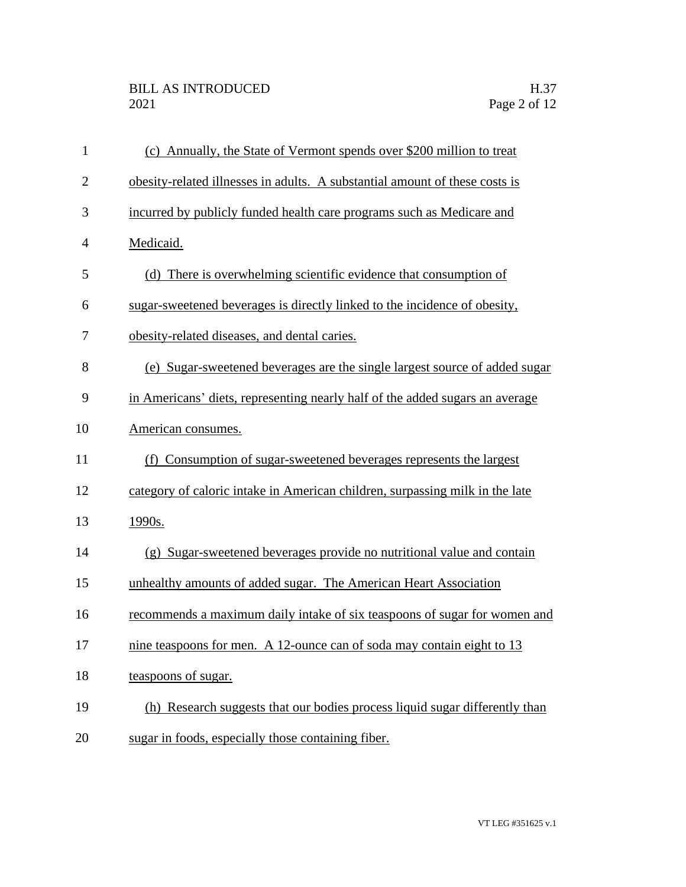(c) Annually, the State of Vermont spends over $200 million to treat obesity-related illnesses in adults. A substantial amount of these costs is incurred by publicly funded health care programs such as Medicare and Medicaid.

(d) There is overwhelming scientific evidence that consumption of sugar-sweetened beverages is directly linked to the incidence of obesity, obesity-related diseases, and dental caries.

(e) Sugar-sweetened beverages are the single largest source of added sugar in Americans' diets, representing nearly half of the added sugars an average American consumes.

(f) Consumption of sugar-sweetened beverages represents the largest category of caloric intake in American children, surpassing milk in the late 1990s.

(g) Sugar-sweetened beverages provide no nutritional value and contain unhealthy amounts of added sugar. The American Heart Association recommends a maximum daily intake of six teaspoons of sugar for women and nine teaspoons for men. A 12-ounce can of soda may contain eight to 13 teaspoons of sugar.

(h) Research suggests that our bodies process liquid sugar differently than sugar in foods, especially those containing fiber.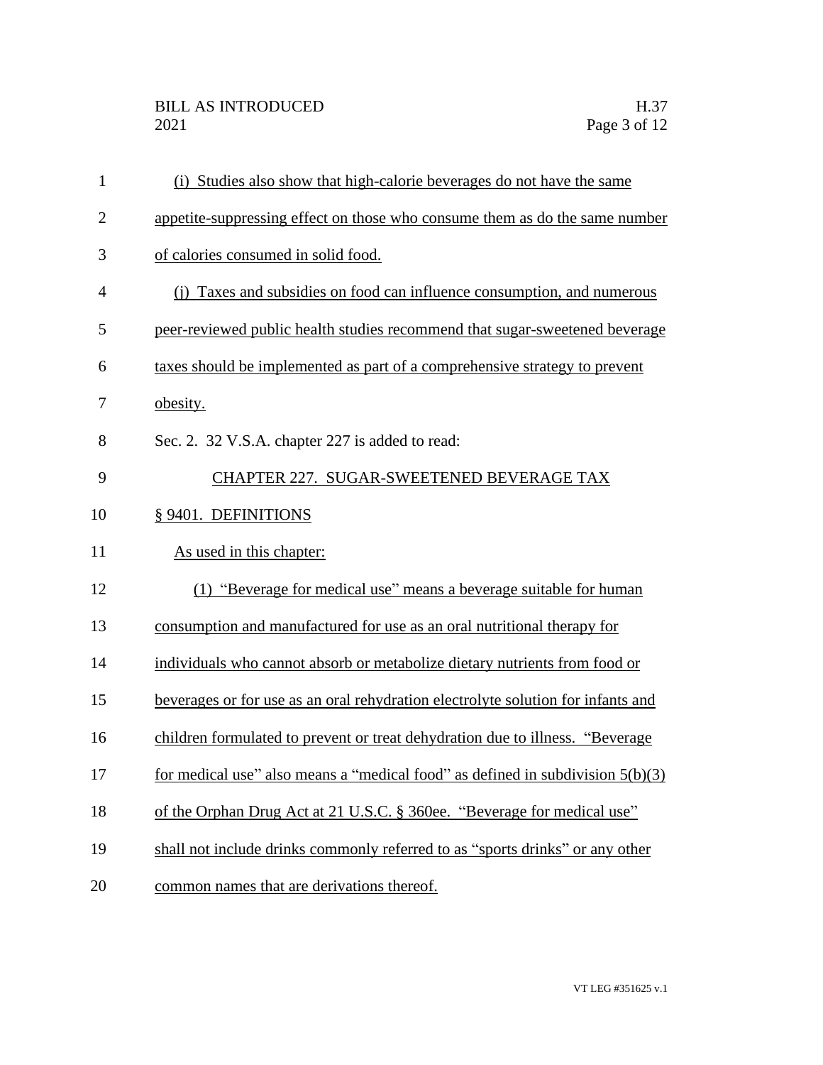(i) Studies also show that high-calorie beverages do not have the same appetite-suppressing effect on those who consume them as do the same number of calories consumed in solid food.

(j) Taxes and subsidies on food can influence consumption, and numerous peer-reviewed public health studies recommend that sugar-sweetened beverage taxes should be implemented as part of a comprehensive strategy to prevent obesity.

Sec. 2. 32 V.S.A. chapter 227 is added to read:

## CHAPTER 227. SUGAR-SWEETENED BEVERAGE TAX

### § 9401. DEFINITIONS

As used in this chapter:

(1) "Beverage for medical use" means a beverage suitable for human consumption and manufactured for use as an oral nutritional therapy for individuals who cannot absorb or metabolize dietary nutrients from food or beverages or for use as an oral rehydration electrolyte solution for infants and children formulated to prevent or treat dehydration due to illness. "Beverage for medical use" also means a "medical food" as defined in subdivision 5(b)(3) of the Orphan Drug Act at 21 U.S.C. § 360ee. "Beverage for medical use" shall not include drinks commonly referred to as "sports drinks" or any other common names that are derivations thereof.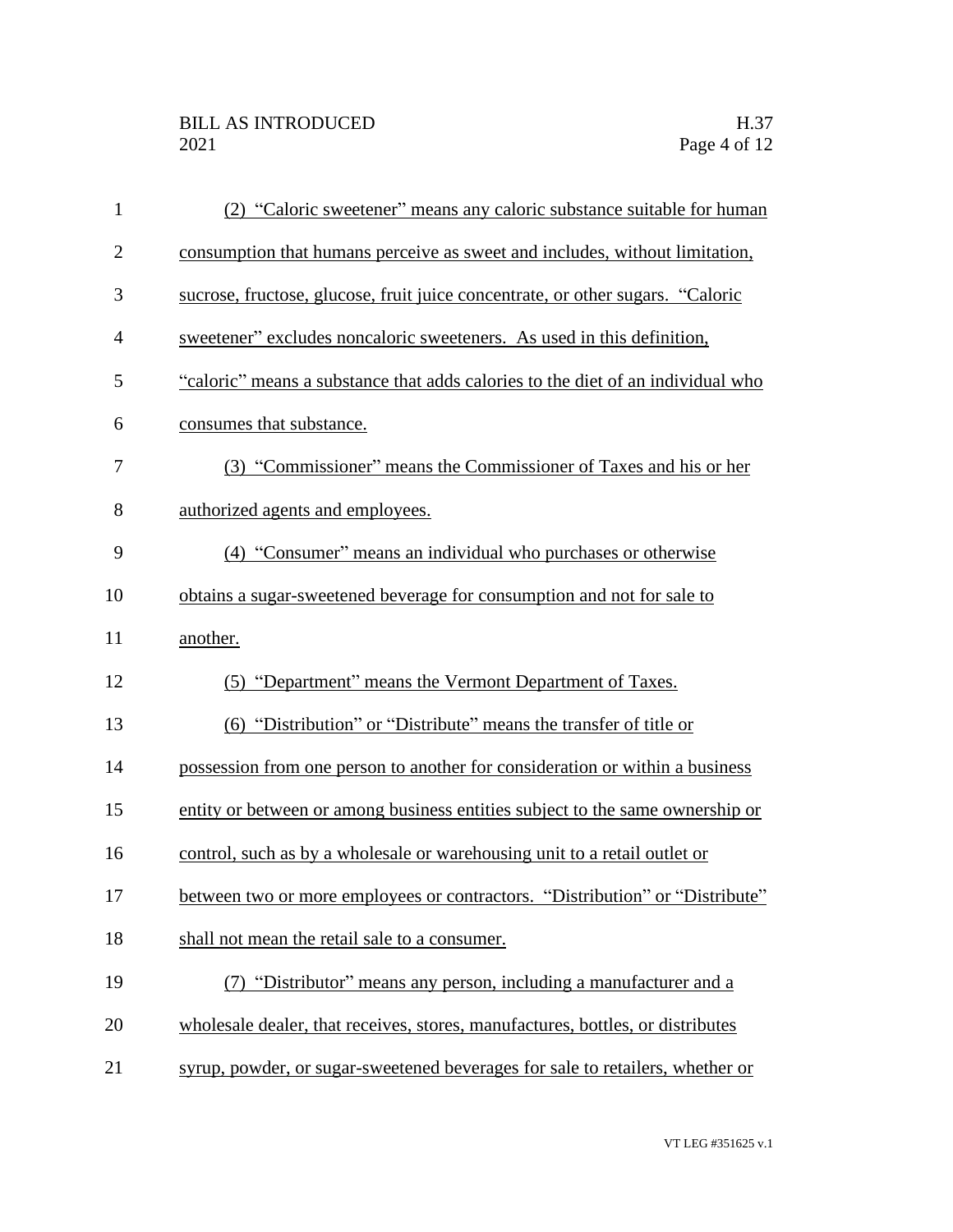(2) "Caloric sweetener" means any caloric substance suitable for human consumption that humans perceive as sweet and includes, without limitation, sucrose, fructose, glucose, fruit juice concentrate, or other sugars. "Caloric sweetener" excludes noncaloric sweeteners. As used in this definition, "caloric" means a substance that adds calories to the diet of an individual who consumes that substance.

(3) "Commissioner" means the Commissioner of Taxes and his or her authorized agents and employees.

(4) "Consumer" means an individual who purchases or otherwise obtains a sugar-sweetened beverage for consumption and not for sale to another.

(5) "Department" means the Vermont Department of Taxes.

(6) "Distribution" or "Distribute" means the transfer of title or possession from one person to another for consideration or within a business entity or between or among business entities subject to the same ownership or control, such as by a wholesale or warehousing unit to a retail outlet or between two or more employees or contractors. "Distribution" or "Distribute" shall not mean the retail sale to a consumer.

(7) "Distributor" means any person, including a manufacturer and a wholesale dealer, that receives, stores, manufactures, bottles, or distributes syrup, powder, or sugar-sweetened beverages for sale to retailers, whether or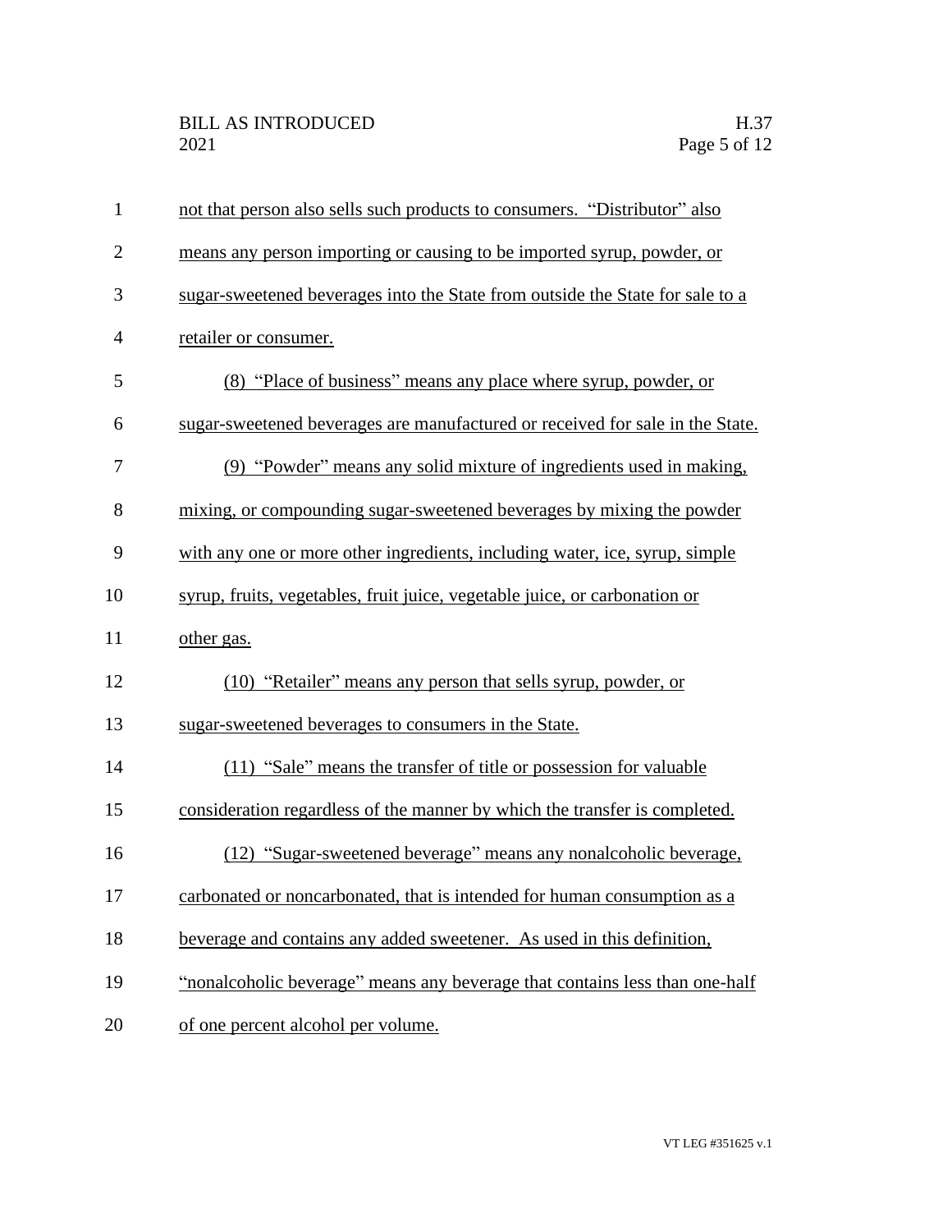not that person also sells such products to consumers. "Distributor" also means any person importing or causing to be imported syrup, powder, or sugar-sweetened beverages into the State from outside the State for sale to a retailer or consumer.

(8) "Place of business" means any place where syrup, powder, or sugar-sweetened beverages are manufactured or received for sale in the State.

(9) "Powder" means any solid mixture of ingredients used in making, mixing, or compounding sugar-sweetened beverages by mixing the powder with any one or more other ingredients, including water, ice, syrup, simple syrup, fruits, vegetables, fruit juice, vegetable juice, or carbonation or other gas.

(10) "Retailer" means any person that sells syrup, powder, or sugar-sweetened beverages to consumers in the State.

(11) "Sale" means the transfer of title or possession for valuable consideration regardless of the manner by which the transfer is completed.

(12) "Sugar-sweetened beverage" means any nonalcoholic beverage, carbonated or noncarbonated, that is intended for human consumption as a beverage and contains any added sweetener. As used in this definition, "nonalcoholic beverage" means any beverage that contains less than one-half of one percent alcohol per volume.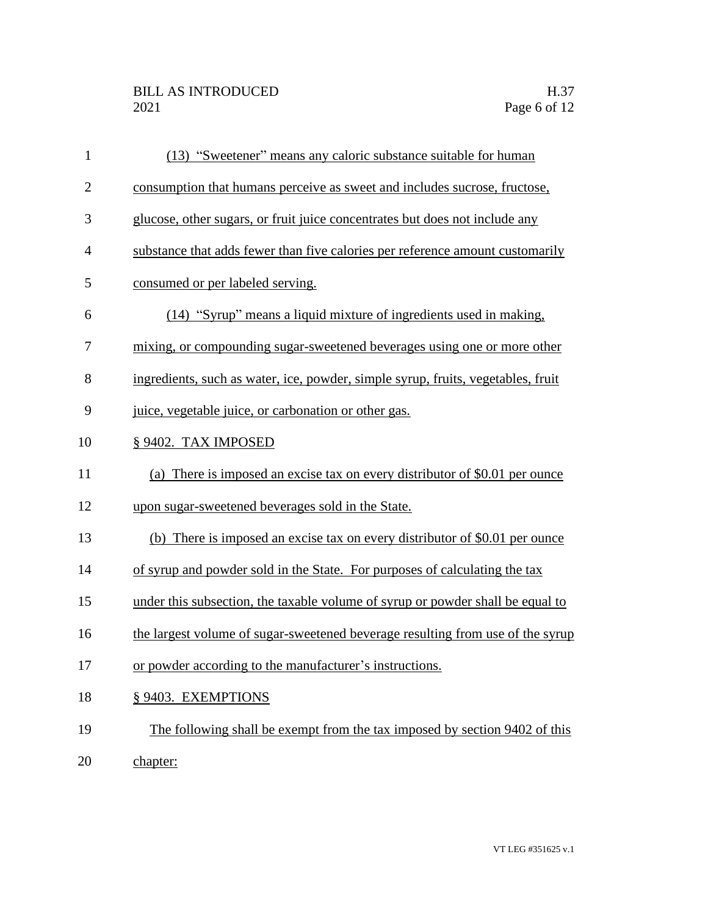(13) "Sweetener" means any caloric substance suitable for human consumption that humans perceive as sweet and includes sucrose, fructose, glucose, other sugars, or fruit juice concentrates but does not include any substance that adds fewer than five calories per reference amount customarily consumed or per labeled serving.

(14) "Syrup" means a liquid mixture of ingredients used in making, mixing, or compounding sugar-sweetened beverages using one or more other ingredients, such as water, ice, powder, simple syrup, fruits, vegetables, fruit juice, vegetable juice, or carbonation or other gas.

§ 9402. TAX IMPOSED

(a) There is imposed an excise tax on every distributor of $0.01 per ounce upon sugar-sweetened beverages sold in the State.

(b) There is imposed an excise tax on every distributor of $0.01 per ounce of syrup and powder sold in the State. For purposes of calculating the tax under this subsection, the taxable volume of syrup or powder shall be equal to the largest volume of sugar-sweetened beverage resulting from use of the syrup or powder according to the manufacturer's instructions.

§ 9403. EXEMPTIONS

The following shall be exempt from the tax imposed by section 9402 of this chapter: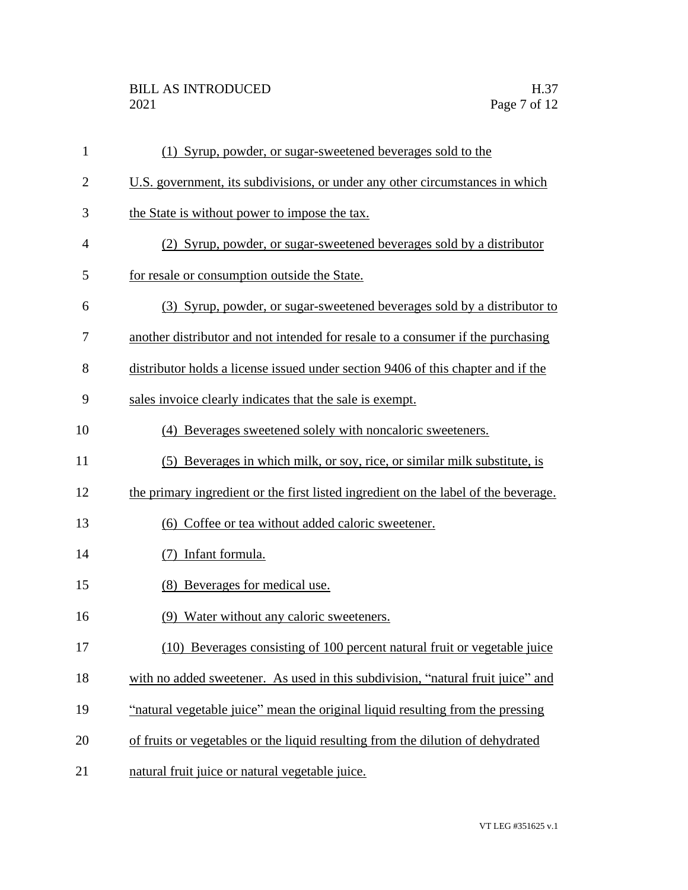(1) Syrup, powder, or sugar-sweetened beverages sold to the U.S. government, its subdivisions, or under any other circumstances in which the State is without power to impose the tax.

(2) Syrup, powder, or sugar-sweetened beverages sold by a distributor for resale or consumption outside the State.

(3) Syrup, powder, or sugar-sweetened beverages sold by a distributor to another distributor and not intended for resale to a consumer if the purchasing distributor holds a license issued under section 9406 of this chapter and if the sales invoice clearly indicates that the sale is exempt.

(4) Beverages sweetened solely with noncaloric sweeteners.

(5) Beverages in which milk, or soy, rice, or similar milk substitute, is the primary ingredient or the first listed ingredient on the label of the beverage.

(6) Coffee or tea without added caloric sweetener.

(7) Infant formula.

(8) Beverages for medical use.

(9) Water without any caloric sweeteners.

(10) Beverages consisting of 100 percent natural fruit or vegetable juice with no added sweetener. As used in this subdivision, "natural fruit juice" and "natural vegetable juice" mean the original liquid resulting from the pressing of fruits or vegetables or the liquid resulting from the dilution of dehydrated natural fruit juice or natural vegetable juice.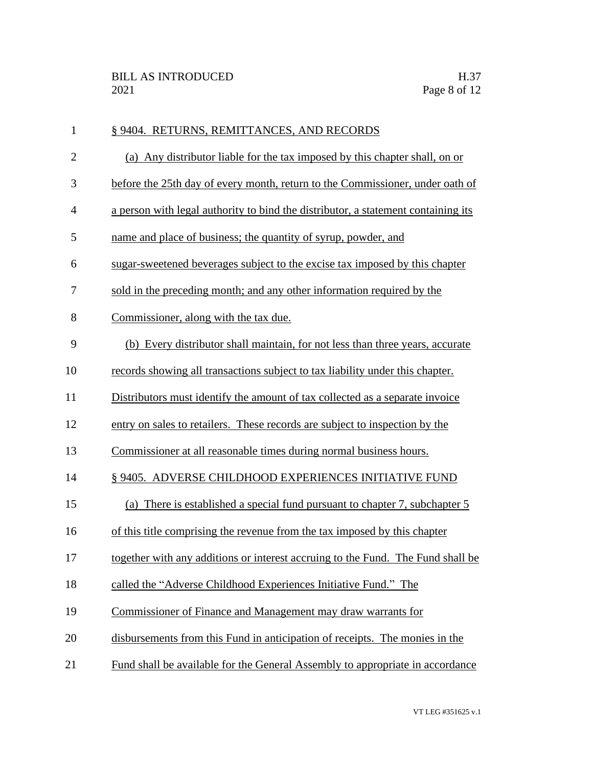§ 9404. RETURNS, REMITTANCES, AND RECORDS

(a) Any distributor liable for the tax imposed by this chapter shall, on or before the 25th day of every month, return to the Commissioner, under oath of a person with legal authority to bind the distributor, a statement containing its name and place of business; the quantity of syrup, powder, and sugar-sweetened beverages subject to the excise tax imposed by this chapter sold in the preceding month; and any other information required by the Commissioner, along with the tax due.

(b) Every distributor shall maintain, for not less than three years, accurate records showing all transactions subject to tax liability under this chapter. Distributors must identify the amount of tax collected as a separate invoice entry on sales to retailers. These records are subject to inspection by the Commissioner at all reasonable times during normal business hours.

§ 9405. ADVERSE CHILDHOOD EXPERIENCES INITIATIVE FUND

(a) There is established a special fund pursuant to chapter 7, subchapter 5 of this title comprising the revenue from the tax imposed by this chapter together with any additions or interest accruing to the Fund. The Fund shall be called the "Adverse Childhood Experiences Initiative Fund." The Commissioner of Finance and Management may draw warrants for disbursements from this Fund in anticipation of receipts. The monies in the Fund shall be available for the General Assembly to appropriate in accordance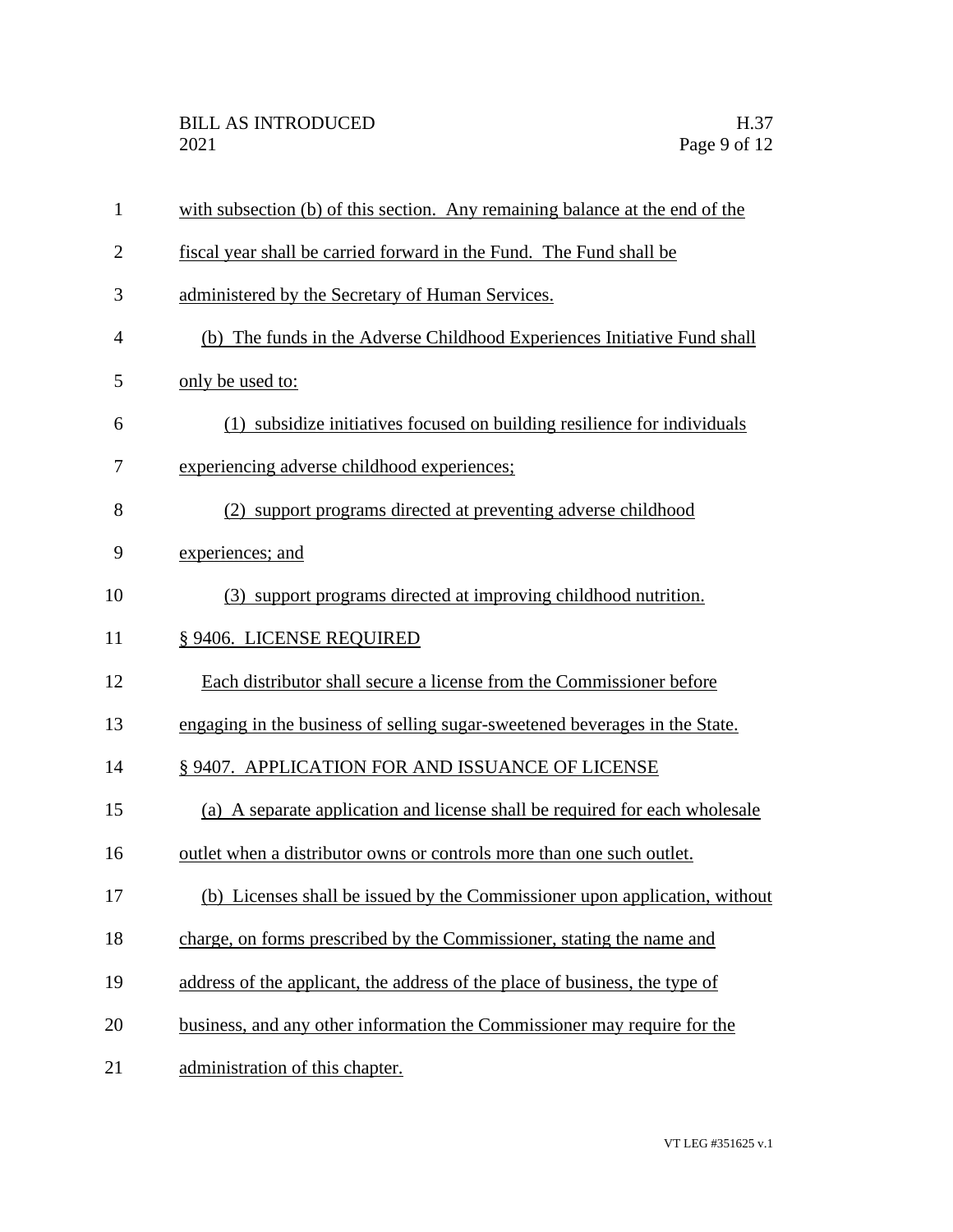with subsection (b) of this section. Any remaining balance at the end of the fiscal year shall be carried forward in the Fund. The Fund shall be administered by the Secretary of Human Services.

(b) The funds in the Adverse Childhood Experiences Initiative Fund shall only be used to:

(1) subsidize initiatives focused on building resilience for individuals experiencing adverse childhood experiences;

(2) support programs directed at preventing adverse childhood experiences; and

(3) support programs directed at improving childhood nutrition.

§ 9406. LICENSE REQUIRED

Each distributor shall secure a license from the Commissioner before engaging in the business of selling sugar-sweetened beverages in the State.

§ 9407. APPLICATION FOR AND ISSUANCE OF LICENSE

(a) A separate application and license shall be required for each wholesale outlet when a distributor owns or controls more than one such outlet.

(b) Licenses shall be issued by the Commissioner upon application, without charge, on forms prescribed by the Commissioner, stating the name and address of the applicant, the address of the place of business, the type of business, and any other information the Commissioner may require for the administration of this chapter.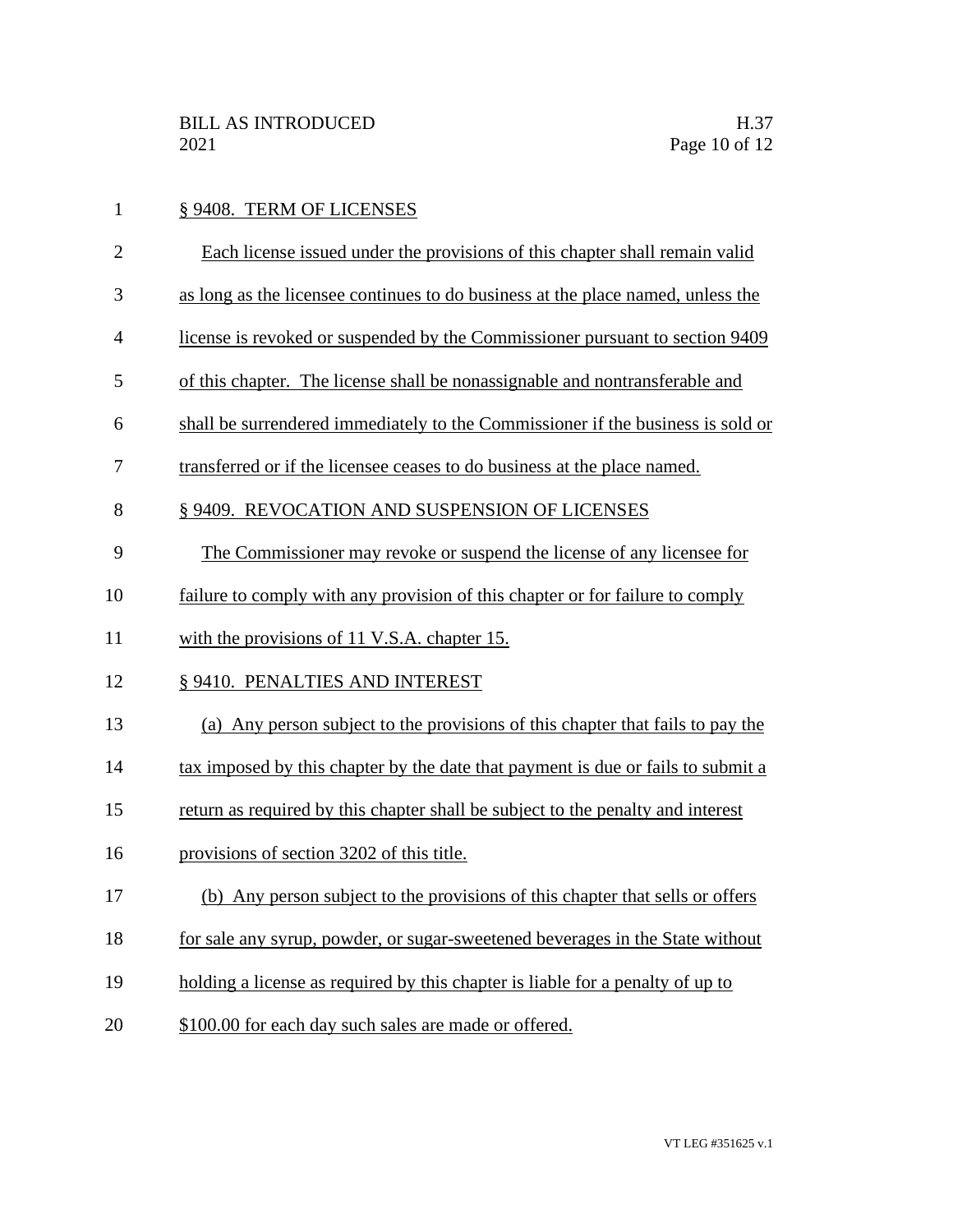§ 9408. TERM OF LICENSES

Each license issued under the provisions of this chapter shall remain valid as long as the licensee continues to do business at the place named, unless the license is revoked or suspended by the Commissioner pursuant to section 9409 of this chapter. The license shall be nonassignable and nontransferable and shall be surrendered immediately to the Commissioner if the business is sold or transferred or if the licensee ceases to do business at the place named.

§ 9409. REVOCATION AND SUSPENSION OF LICENSES

The Commissioner may revoke or suspend the license of any licensee for failure to comply with any provision of this chapter or for failure to comply with the provisions of 11 V.S.A. chapter 15.

§ 9410. PENALTIES AND INTEREST

(a) Any person subject to the provisions of this chapter that fails to pay the tax imposed by this chapter by the date that payment is due or fails to submit a return as required by this chapter shall be subject to the penalty and interest provisions of section 3202 of this title.

(b) Any person subject to the provisions of this chapter that sells or offers for sale any syrup, powder, or sugar-sweetened beverages in the State without holding a license as required by this chapter is liable for a penalty of up to $100.00 for each day such sales are made or offered.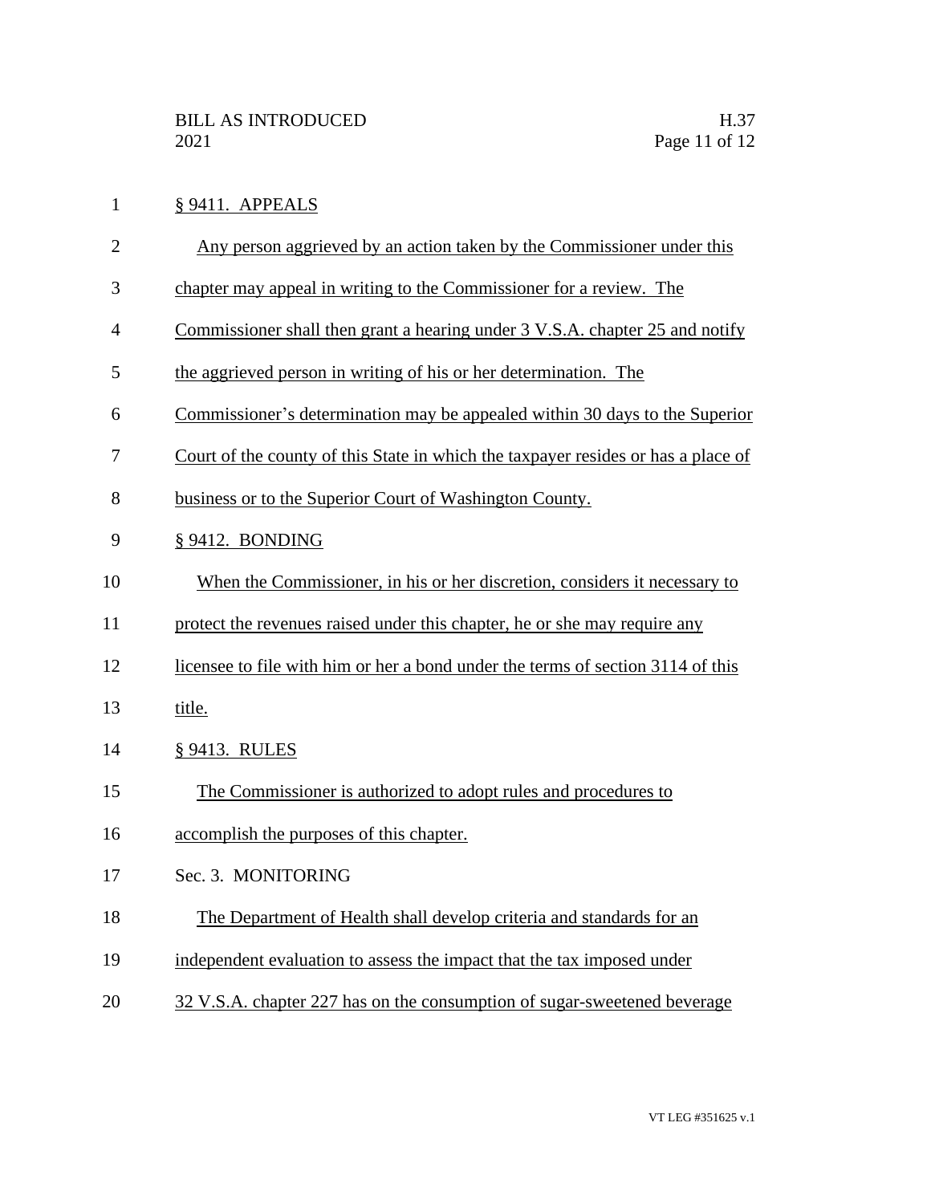§ 9411. APPEALS

Any person aggrieved by an action taken by the Commissioner under this chapter may appeal in writing to the Commissioner for a review. The Commissioner shall then grant a hearing under 3 V.S.A. chapter 25 and notify the aggrieved person in writing of his or her determination. The Commissioner's determination may be appealed within 30 days to the Superior Court of the county of this State in which the taxpayer resides or has a place of business or to the Superior Court of Washington County.

§ 9412. BONDING

When the Commissioner, in his or her discretion, considers it necessary to protect the revenues raised under this chapter, he or she may require any licensee to file with him or her a bond under the terms of section 3114 of this title.

§ 9413. RULES

The Commissioner is authorized to adopt rules and procedures to accomplish the purposes of this chapter.

Sec. 3. MONITORING

The Department of Health shall develop criteria and standards for an independent evaluation to assess the impact that the tax imposed under 32 V.S.A. chapter 227 has on the consumption of sugar-sweetened beverage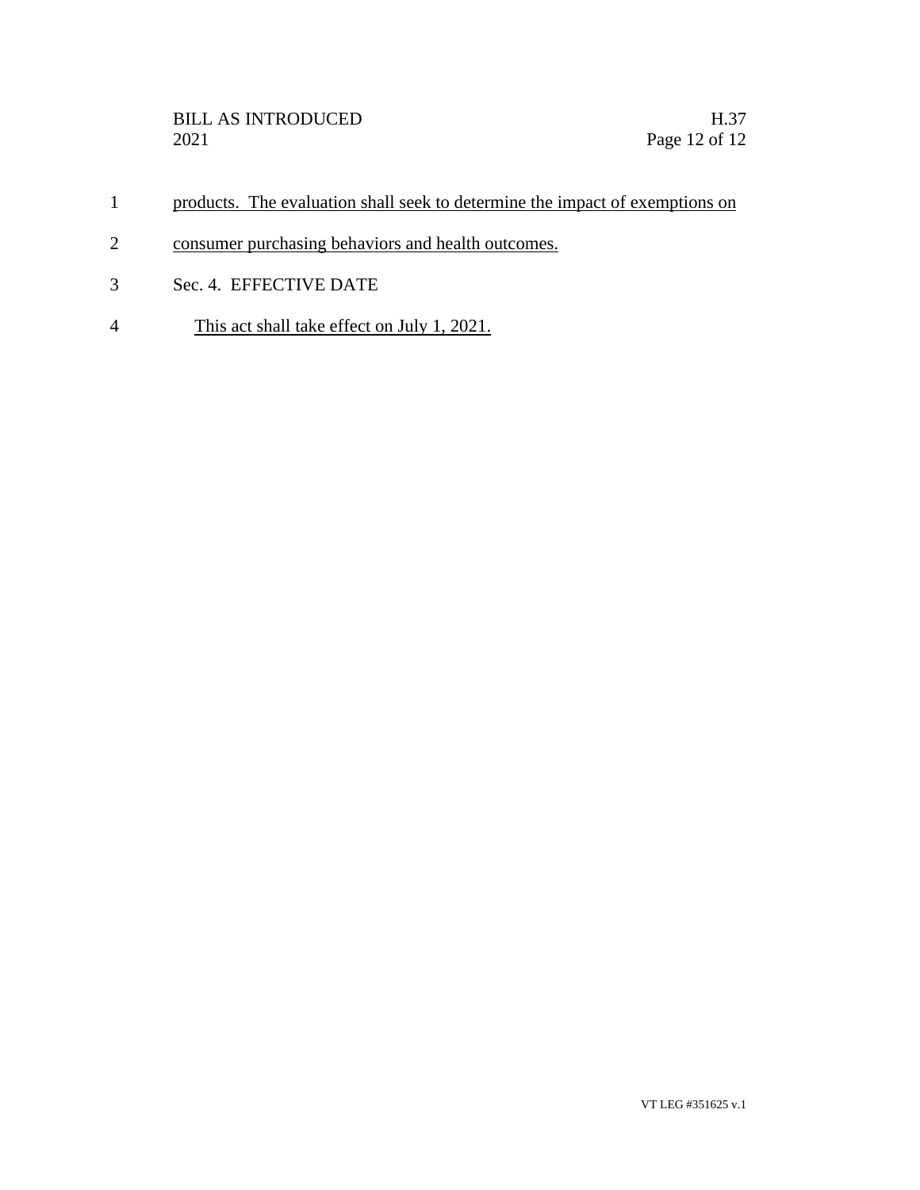1 products. The evaluation shall seek to determine the impact of exemptions on

2 consumer purchasing behaviors and health outcomes.

3 Sec. 4. EFFECTIVE DATE

4 This act shall take effect on July 1, 2021.